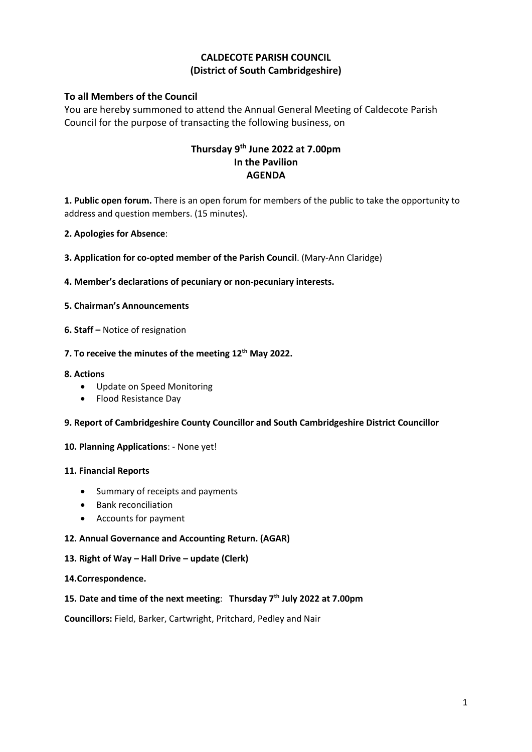# CALDECOTE PARISH COUNCIL
## (District of South Cambridgeshire)

### To all Members of the Council

You are hereby summoned to attend the Annual General Meeting of Caldecote Parish Council for the purpose of transacting the following business, on

**Thursday 9th June 2022 at 7.00pm**
**In the Pavilion**
**AGENDA**

**1. Public open forum.** There is an open forum for members of the public to take the opportunity to address and question members. (15 minutes).

**2. Apologies for Absence**:

**3. Application for co-opted member of the Parish Council**. (Mary-Ann Claridge)

**4. Member's declarations of pecuniary or non-pecuniary interests.**

**5. Chairman's Announcements**

**6. Staff –** Notice of resignation

**7. To receive the minutes of the meeting 12th May 2022.**

**8. Actions**

- Update on Speed Monitoring
- Flood Resistance Day

**9. Report of Cambridgeshire County Councillor and South Cambridgeshire District Councillor**

**10. Planning Applications**: - None yet!

**11. Financial Reports**

- Summary of receipts and payments
- Bank reconciliation
- Accounts for payment

**12. Annual Governance and Accounting Return. (AGAR)**

**13. Right of Way – Hall Drive – update (Clerk)**

**14.Correspondence.**

**15. Date and time of the next meeting**: **Thursday 7th July 2022 at 7.00pm**

**Councillors:** Field, Barker, Cartwright, Pritchard, Pedley and Nair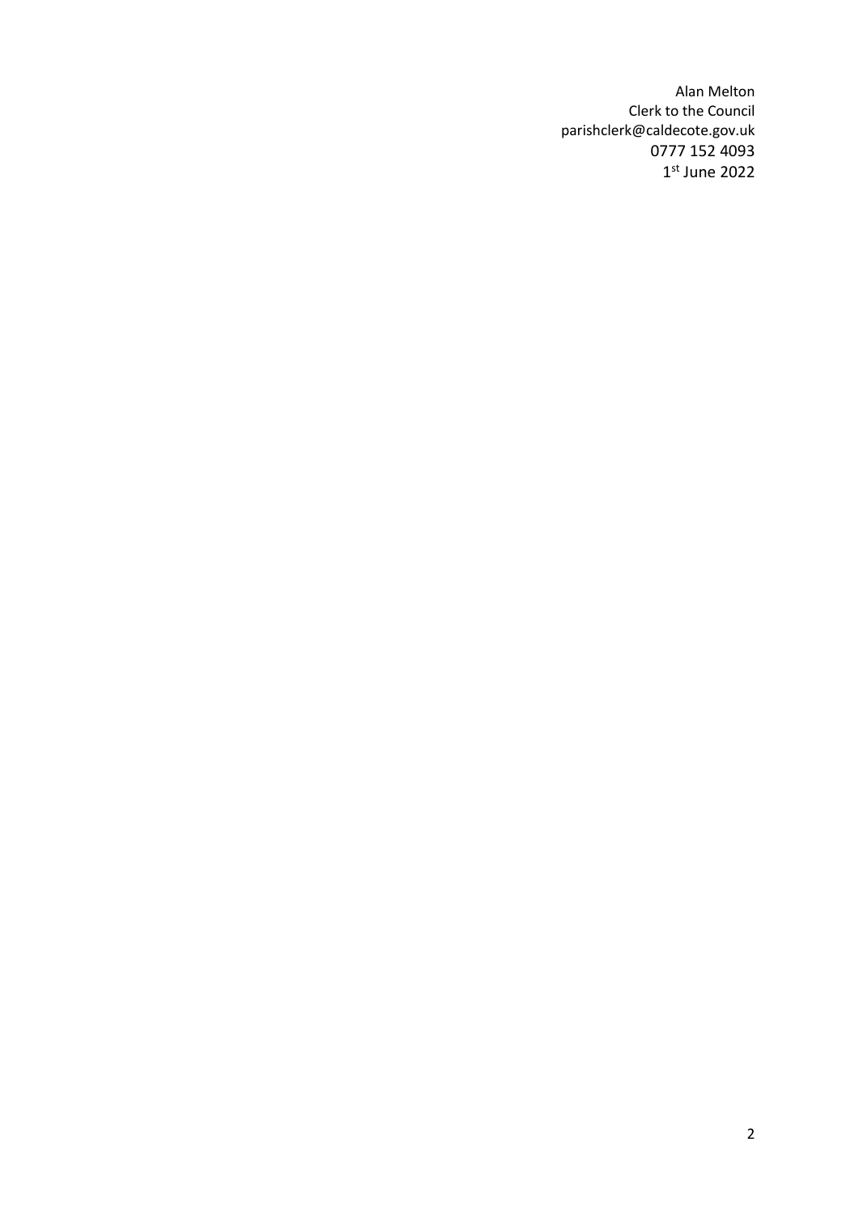Alan Melton  
Clerk to the Council  
parishclerk@caldecote.gov.uk  
0777 152 4093  
1st June 2022